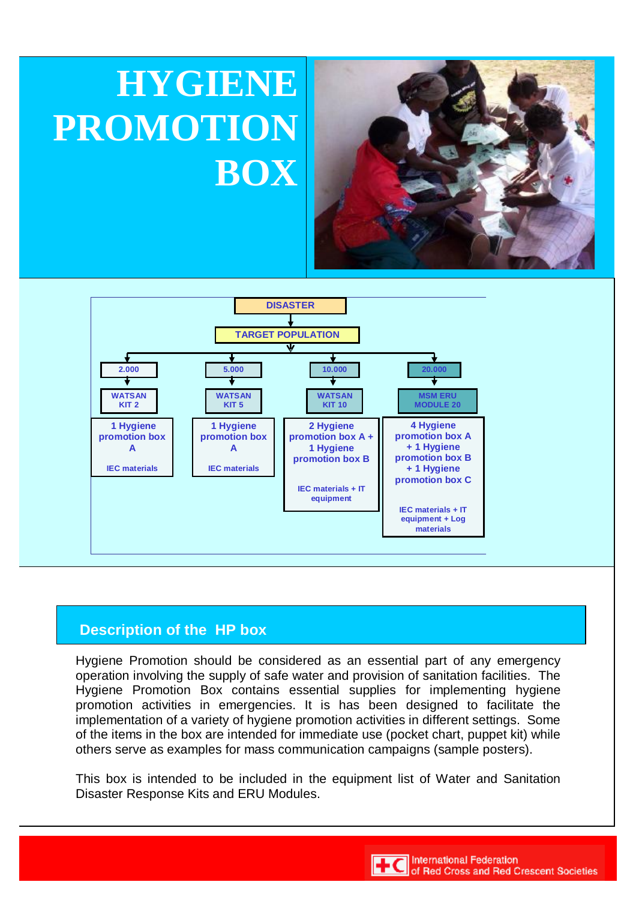# HYGIENE PROMOTION BOX

DISASTER

↓

TARGET POPULATION

| 2.000 | 5.000 | 10.000 | 20.000 |
|---|---|---|---|
| WATSAN KIT 2 | WATSAN KIT 5 | WATSAN KIT 10 | MSM ERU MODULE 20 |
| 1 Hygiene promotion box A<br><br>IEC materials | 1 Hygiene promotion box A<br><br>IEC materials | 2 Hygiene promotion box A + 1 Hygiene promotion box B<br><br>IEC materials + IT equipment | 4 Hygiene promotion box A + 1 Hygiene promotion box B + 1 Hygiene promotion box C<br><br>IEC materials + IT equipment + Log materials |

## Description of the HP box

Hygiene Promotion should be considered as an essential part of any emergency operation involving the supply of safe water and provision of sanitation facilities. The Hygiene Promotion Box contains essential supplies for implementing hygiene promotion activities in emergencies. It is has been designed to facilitate the implementation of a variety of hygiene promotion activities in different settings. Some of the items in the box are intended for immediate use (pocket chart, puppet kit) while others serve as examples for mass communication campaigns (sample posters).

This box is intended to be included in the equipment list of Water and Sanitation Disaster Response Kits and ERU Modules.

International Federation of Red Cross and Red Crescent Societies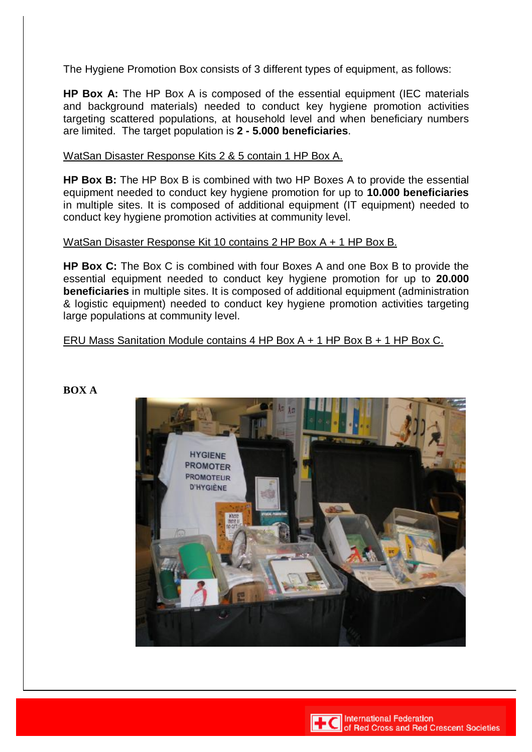The Hygiene Promotion Box consists of 3 different types of equipment, as follows:

**HP Box A:** The HP Box A is composed of the essential equipment (IEC materials and background materials) needed to conduct key hygiene promotion activities targeting scattered populations, at household level and when beneficiary numbers are limited. The target population is **2 - 5.000 beneficiaries**.

<u>WatSan Disaster Response Kits 2 & 5 contain 1 HP Box A.</u>

**HP Box B:** The HP Box B is combined with two HP Boxes A to provide the essential equipment needed to conduct key hygiene promotion for up to **10.000 beneficiaries** in multiple sites. It is composed of additional equipment (IT equipment) needed to conduct key hygiene promotion activities at community level.

<u>WatSan Disaster Response Kit 10 contains 2 HP Box A + 1 HP Box B.</u>

**HP Box C:** The Box C is combined with four Boxes A and one Box B to provide the essential equipment needed to conduct key hygiene promotion for up to **20.000 beneficiaries** in multiple sites. It is composed of additional equipment (administration & logistic equipment) needed to conduct key hygiene promotion activities targeting large populations at community level.

<u>ERU Mass Sanitation Module contains 4 HP Box A + 1 HP Box B + 1 HP Box C.</u>

**BOX A**